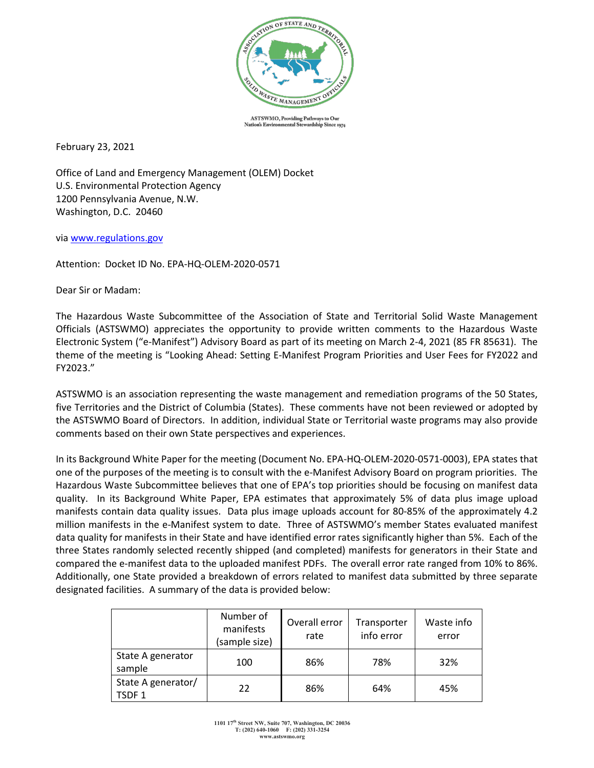ASTSWMO, Providing Pathways to Our Nation's Environmental Stewardship Since 1974

February 23, 2021

Office of Land and Emergency Management (OLEM) Docket
U.S. Environmental Protection Agency
1200 Pennsylvania Avenue, N.W.
Washington, D.C. 20460

via [www.regulations.gov](http://www.regulations.gov)

Attention: Docket ID No. EPA-HQ-OLEM-2020-0571

Dear Sir or Madam:

The Hazardous Waste Subcommittee of the Association of State and Territorial Solid Waste Management Officials (ASTSWMO) appreciates the opportunity to provide written comments to the Hazardous Waste Electronic System ("e-Manifest") Advisory Board as part of its meeting on March 2-4, 2021 (85 FR 85631). The theme of the meeting is "Looking Ahead: Setting E-Manifest Program Priorities and User Fees for FY2022 and FY2023."

ASTSWMO is an association representing the waste management and remediation programs of the 50 States, five Territories and the District of Columbia (States). These comments have not been reviewed or adopted by the ASTSWMO Board of Directors. In addition, individual State or Territorial waste programs may also provide comments based on their own State perspectives and experiences.

In its Background White Paper for the meeting (Document No. EPA-HQ-OLEM-2020-0571-0003), EPA states that one of the purposes of the meeting is to consult with the e-Manifest Advisory Board on program priorities. The Hazardous Waste Subcommittee believes that one of EPA's top priorities should be focusing on manifest data quality. In its Background White Paper, EPA estimates that approximately 5% of data plus image upload manifests contain data quality issues. Data plus image uploads account for 80-85% of the approximately 4.2 million manifests in the e-Manifest system to date. Three of ASTSWMO's member States evaluated manifest data quality for manifests in their State and have identified error rates significantly higher than 5%. Each of the three States randomly selected recently shipped (and completed) manifests for generators in their State and compared the e-manifest data to the uploaded manifest PDFs. The overall error rate ranged from 10% to 86%. Additionally, one State provided a breakdown of errors related to manifest data submitted by three separate designated facilities. A summary of the data is provided below:

| | Number of manifests (sample size) | Overall error rate | Transporter info error | Waste info error |
|---|---|---|---|---|
| State A generator sample | 100 | 86% | 78% | 32% |
| State A generator/ TSDF 1 | 22 | 86% | 64% | 45% |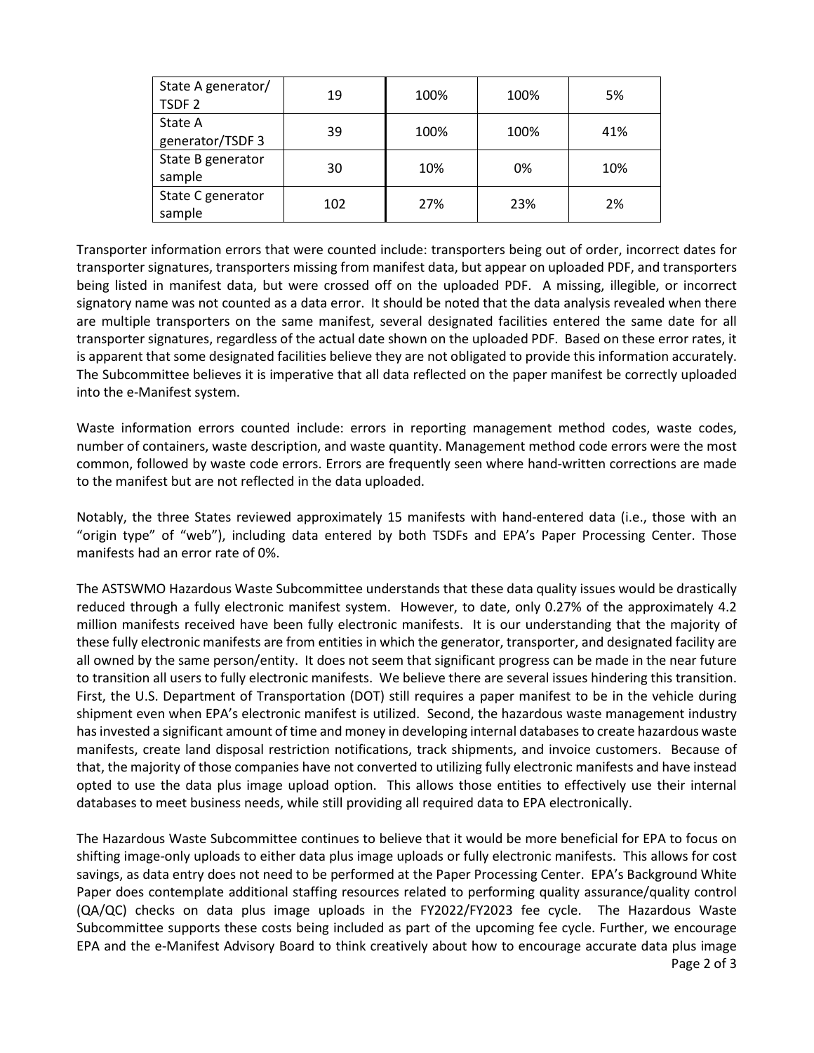| State A generator/ TSDF 2 | 19 | 100% | 100% | 5% |
|---|---|---|---|---|
| State A generator/TSDF 3 | 39 | 100% | 100% | 41% |
| State B generator sample | 30 | 10% | 0% | 10% |
| State C generator sample | 102 | 27% | 23% | 2% |

Transporter information errors that were counted include: transporters being out of order, incorrect dates for transporter signatures, transporters missing from manifest data, but appear on uploaded PDF, and transporters being listed in manifest data, but were crossed off on the uploaded PDF. A missing, illegible, or incorrect signatory name was not counted as a data error. It should be noted that the data analysis revealed when there are multiple transporters on the same manifest, several designated facilities entered the same date for all transporter signatures, regardless of the actual date shown on the uploaded PDF. Based on these error rates, it is apparent that some designated facilities believe they are not obligated to provide this information accurately. The Subcommittee believes it is imperative that all data reflected on the paper manifest be correctly uploaded into the e-Manifest system.

Waste information errors counted include: errors in reporting management method codes, waste codes, number of containers, waste description, and waste quantity. Management method code errors were the most common, followed by waste code errors. Errors are frequently seen where hand-written corrections are made to the manifest but are not reflected in the data uploaded.

Notably, the three States reviewed approximately 15 manifests with hand-entered data (i.e., those with an "origin type" of "web"), including data entered by both TSDFs and EPA's Paper Processing Center. Those manifests had an error rate of 0%.

The ASTSWMO Hazardous Waste Subcommittee understands that these data quality issues would be drastically reduced through a fully electronic manifest system. However, to date, only 0.27% of the approximately 4.2 million manifests received have been fully electronic manifests. It is our understanding that the majority of these fully electronic manifests are from entities in which the generator, transporter, and designated facility are all owned by the same person/entity. It does not seem that significant progress can be made in the near future to transition all users to fully electronic manifests. We believe there are several issues hindering this transition. First, the U.S. Department of Transportation (DOT) still requires a paper manifest to be in the vehicle during shipment even when EPA's electronic manifest is utilized. Second, the hazardous waste management industry has invested a significant amount of time and money in developing internal databases to create hazardous waste manifests, create land disposal restriction notifications, track shipments, and invoice customers. Because of that, the majority of those companies have not converted to utilizing fully electronic manifests and have instead opted to use the data plus image upload option. This allows those entities to effectively use their internal databases to meet business needs, while still providing all required data to EPA electronically.

The Hazardous Waste Subcommittee continues to believe that it would be more beneficial for EPA to focus on shifting image-only uploads to either data plus image uploads or fully electronic manifests. This allows for cost savings, as data entry does not need to be performed at the Paper Processing Center. EPA's Background White Paper does contemplate additional staffing resources related to performing quality assurance/quality control (QA/QC) checks on data plus image uploads in the FY2022/FY2023 fee cycle. The Hazardous Waste Subcommittee supports these costs being included as part of the upcoming fee cycle. Further, we encourage EPA and the e-Manifest Advisory Board to think creatively about how to encourage accurate data plus image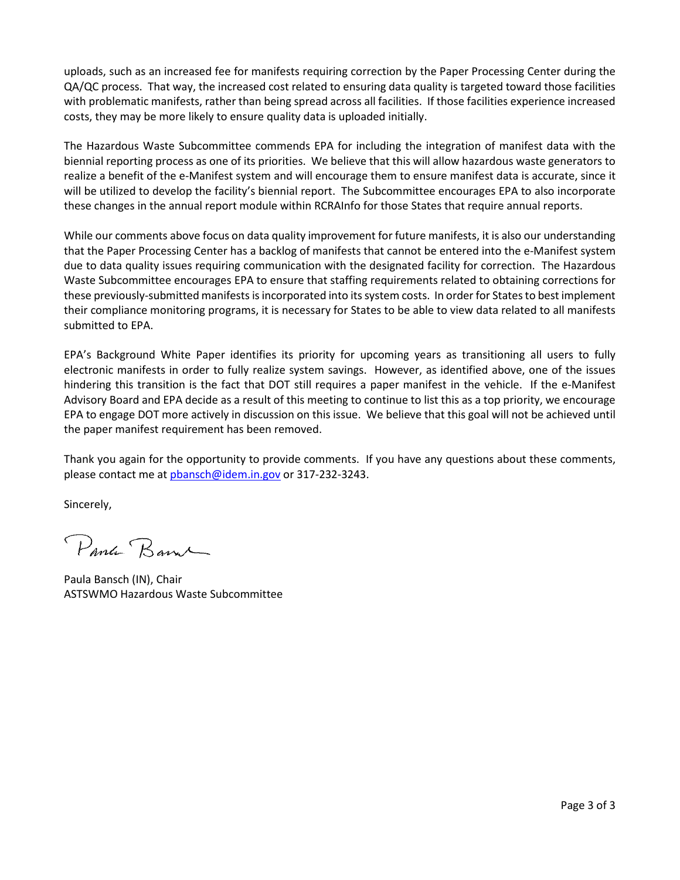uploads, such as an increased fee for manifests requiring correction by the Paper Processing Center during the QA/QC process. That way, the increased cost related to ensuring data quality is targeted toward those facilities with problematic manifests, rather than being spread across all facilities. If those facilities experience increased costs, they may be more likely to ensure quality data is uploaded initially.

The Hazardous Waste Subcommittee commends EPA for including the integration of manifest data with the biennial reporting process as one of its priorities. We believe that this will allow hazardous waste generators to realize a benefit of the e-Manifest system and will encourage them to ensure manifest data is accurate, since it will be utilized to develop the facility's biennial report. The Subcommittee encourages EPA to also incorporate these changes in the annual report module within RCRAInfo for those States that require annual reports.

While our comments above focus on data quality improvement for future manifests, it is also our understanding that the Paper Processing Center has a backlog of manifests that cannot be entered into the e-Manifest system due to data quality issues requiring communication with the designated facility for correction. The Hazardous Waste Subcommittee encourages EPA to ensure that staffing requirements related to obtaining corrections for these previously-submitted manifests is incorporated into its system costs. In order for States to best implement their compliance monitoring programs, it is necessary for States to be able to view data related to all manifests submitted to EPA.

EPA's Background White Paper identifies its priority for upcoming years as transitioning all users to fully electronic manifests in order to fully realize system savings. However, as identified above, one of the issues hindering this transition is the fact that DOT still requires a paper manifest in the vehicle. If the e-Manifest Advisory Board and EPA decide as a result of this meeting to continue to list this as a top priority, we encourage EPA to engage DOT more actively in discussion on this issue. We believe that this goal will not be achieved until the paper manifest requirement has been removed.

Thank you again for the opportunity to provide comments. If you have any questions about these comments, please contact me at pbansch@idem.in.gov or 317-232-3243.

Sincerely,

Paula Bansch

Paula Bansch (IN), Chair
ASTSWMO Hazardous Waste Subcommittee